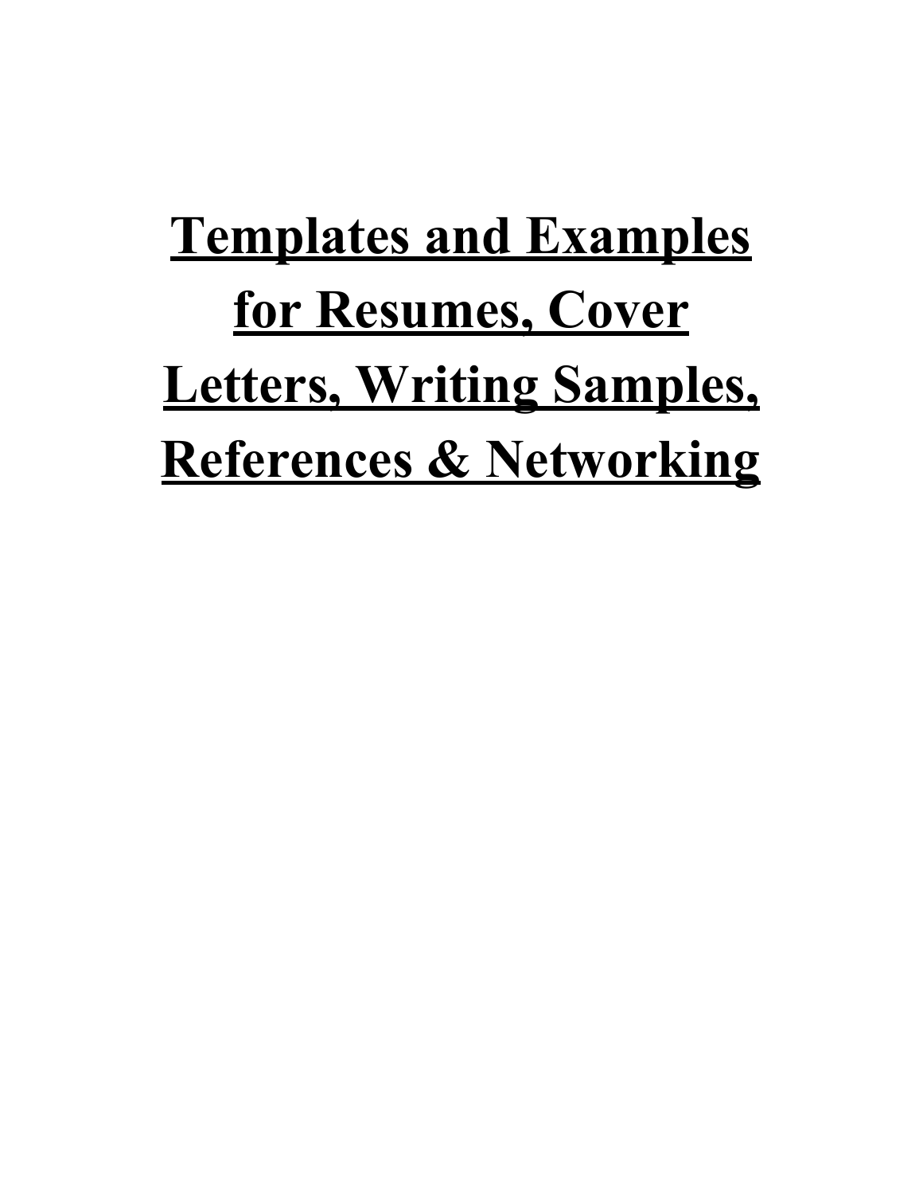# Templates and Examples for Resumes, Cover Letters, Writing Samples, References & Networking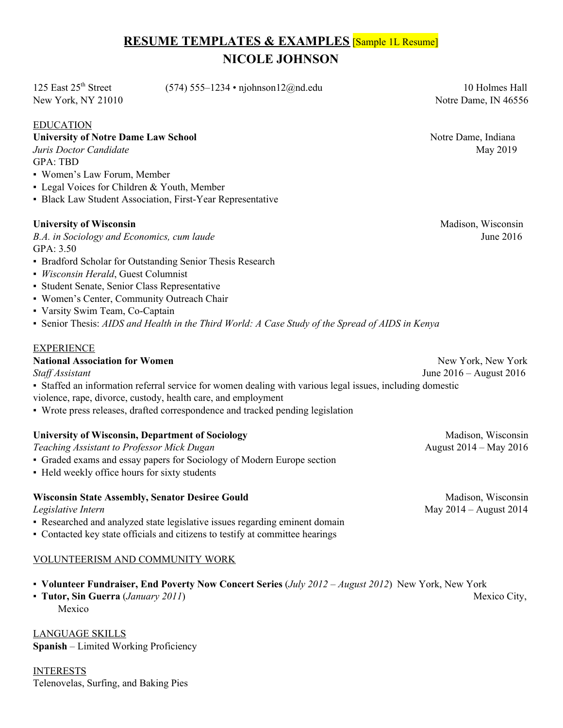# **RESUME TEMPLATES & EXAMPLES** [Sample 1L Resume]

## NICOLE JOHNSON

125 East 25th Street
New York, NY 21010

(574) 555–1234 • njohnson12@nd.edu

10 Holmes Hall
Notre Dame, IN 46556

<u>EDUCATION</u>

**University of Notre Dame Law School** — Notre Dame, Indiana
*Juris Doctor Candidate* — May 2019
GPA: TBD

- Women's Law Forum, Member
- Legal Voices for Children & Youth, Member
- Black Law Student Association, First-Year Representative

**University of Wisconsin** — Madison, Wisconsin
*B.A. in Sociology and Economics, cum laude* — June 2016
GPA: 3.50

- Bradford Scholar for Outstanding Senior Thesis Research
- *Wisconsin Herald*, Guest Columnist
- Student Senate, Senior Class Representative
- Women's Center, Community Outreach Chair
- Varsity Swim Team, Co-Captain
- Senior Thesis: *AIDS and Health in the Third World: A Case Study of the Spread of AIDS in Kenya*

<u>EXPERIENCE</u>

**National Association for Women** — New York, New York
*Staff Assistant* — June 2016 – August 2016

- Staffed an information referral service for women dealing with various legal issues, including domestic violence, rape, divorce, custody, health care, and employment
- Wrote press releases, drafted correspondence and tracked pending legislation

**University of Wisconsin, Department of Sociology** — Madison, Wisconsin
*Teaching Assistant to Professor Mick Dugan* — August 2014 – May 2016

- Graded exams and essay papers for Sociology of Modern Europe section
- Held weekly office hours for sixty students

**Wisconsin State Assembly, Senator Desiree Gould** — Madison, Wisconsin
*Legislative Intern* — May 2014 – August 2014

- Researched and analyzed state legislative issues regarding eminent domain
- Contacted key state officials and citizens to testify at committee hearings

<u>VOLUNTEERISM AND COMMUNITY WORK</u>

- **Volunteer Fundraiser, End Poverty Now Concert Series** (*July 2012 – August 2012*) New York, New York
- **Tutor, Sin Guerra** (*January 2011*) Mexico City, Mexico

<u>LANGUAGE SKILLS</u>

**Spanish** – Limited Working Proficiency

<u>INTERESTS</u>

Telenovelas, Surfing, and Baking Pies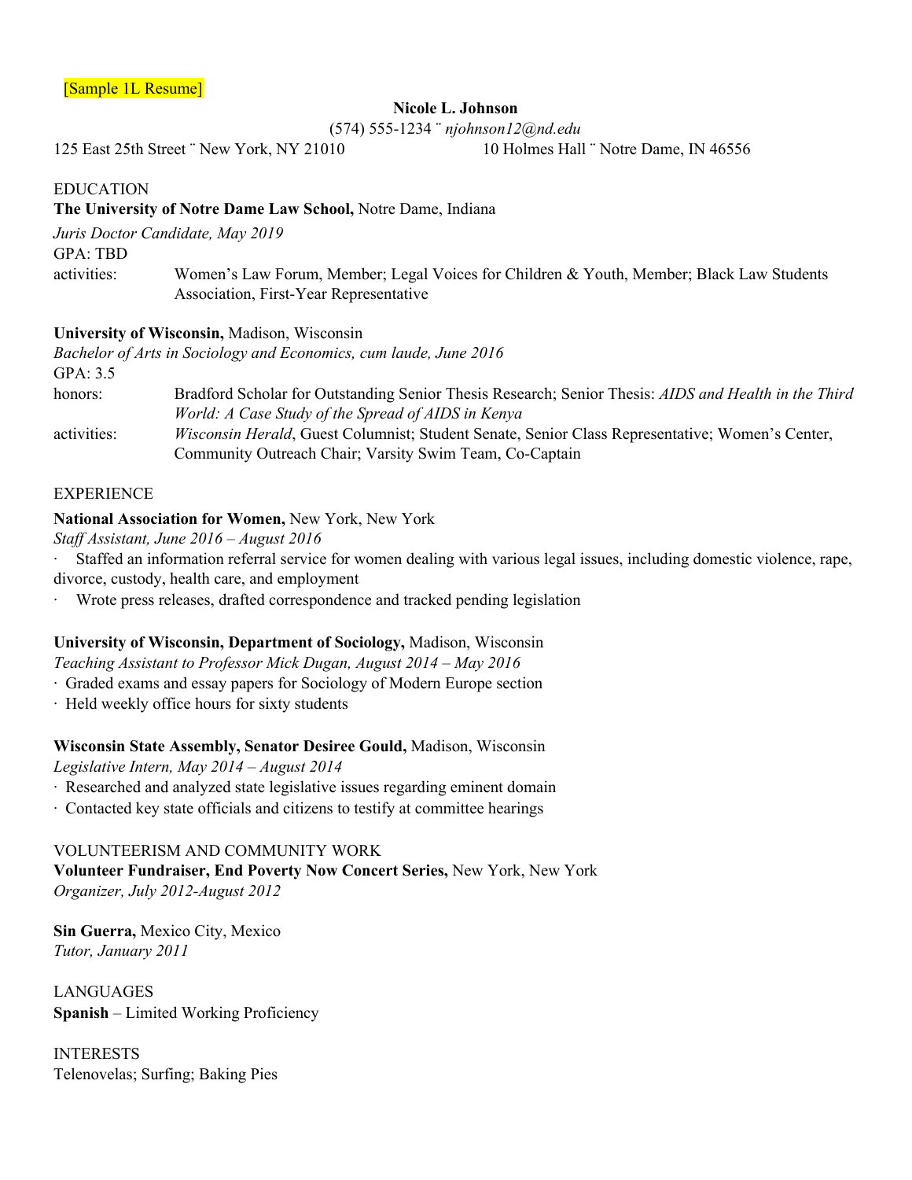[Sample 1L Resume]

**Nicole L. Johnson**

(574) 555-1234 ¨ *njohnson12@nd.edu*

125 East 25th Street ¨ New York, NY 21010 10 Holmes Hall ¨ Notre Dame, IN 46556

EDUCATION

**The University of Notre Dame Law School,** Notre Dame, Indiana

*Juris Doctor Candidate, May 2019*

GPA: TBD

activities: Women's Law Forum, Member; Legal Voices for Children & Youth, Member; Black Law Students Association, First-Year Representative

**University of Wisconsin,** Madison, Wisconsin

*Bachelor of Arts in Sociology and Economics, cum laude, June 2016*

GPA: 3.5

honors: Bradford Scholar for Outstanding Senior Thesis Research; Senior Thesis: *AIDS and Health in the Third World: A Case Study of the Spread of AIDS in Kenya*

activities: *Wisconsin Herald*, Guest Columnist; Student Senate, Senior Class Representative; Women's Center, Community Outreach Chair; Varsity Swim Team, Co-Captain

EXPERIENCE

**National Association for Women,** New York, New York

*Staff Assistant, June 2016 – August 2016*

· Staffed an information referral service for women dealing with various legal issues, including domestic violence, rape, divorce, custody, health care, and employment

· Wrote press releases, drafted correspondence and tracked pending legislation

**University of Wisconsin, Department of Sociology,** Madison, Wisconsin

*Teaching Assistant to Professor Mick Dugan, August 2014 – May 2016*

· Graded exams and essay papers for Sociology of Modern Europe section

· Held weekly office hours for sixty students

**Wisconsin State Assembly, Senator Desiree Gould,** Madison, Wisconsin

*Legislative Intern, May 2014 – August 2014*

· Researched and analyzed state legislative issues regarding eminent domain

· Contacted key state officials and citizens to testify at committee hearings

VOLUNTEERISM AND COMMUNITY WORK

**Volunteer Fundraiser, End Poverty Now Concert Series,** New York, New York

*Organizer, July 2012-August 2012*

**Sin Guerra,** Mexico City, Mexico

*Tutor, January 2011*

LANGUAGES

**Spanish** – Limited Working Proficiency

INTERESTS

Telenovelas; Surfing; Baking Pies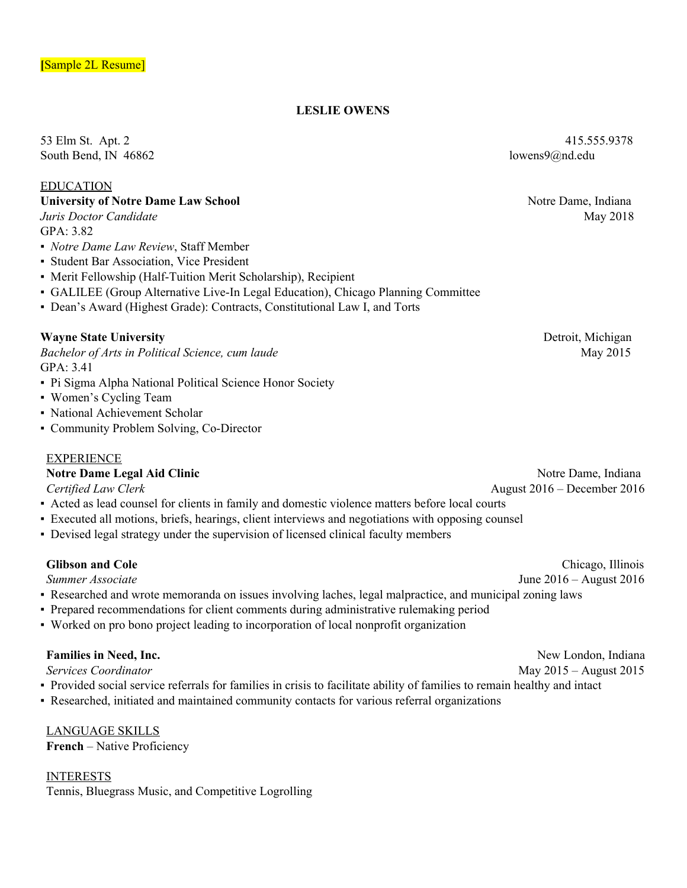[Sample 2L Resume]

**LESLIE OWENS**

53 Elm St. Apt. 2
South Bend, IN 46862

415.555.9378
lowens9@nd.edu

EDUCATION

**University of Notre Dame Law School** — Notre Dame, Indiana
*Juris Doctor Candidate* — May 2018
GPA: 3.82

- *Notre Dame Law Review*, Staff Member
- Student Bar Association, Vice President
- Merit Fellowship (Half-Tuition Merit Scholarship), Recipient
- GALILEE (Group Alternative Live-In Legal Education), Chicago Planning Committee
- Dean's Award (Highest Grade): Contracts, Constitutional Law I, and Torts

**Wayne State University** — Detroit, Michigan
*Bachelor of Arts in Political Science, cum laude* — May 2015
GPA: 3.41

- Pi Sigma Alpha National Political Science Honor Society
- Women's Cycling Team
- National Achievement Scholar
- Community Problem Solving, Co-Director

EXPERIENCE

**Notre Dame Legal Aid Clinic** — Notre Dame, Indiana
*Certified Law Clerk* — August 2016 – December 2016

- Acted as lead counsel for clients in family and domestic violence matters before local courts
- Executed all motions, briefs, hearings, client interviews and negotiations with opposing counsel
- Devised legal strategy under the supervision of licensed clinical faculty members

**Glibson and Cole** — Chicago, Illinois
*Summer Associate* — June 2016 – August 2016

- Researched and wrote memoranda on issues involving laches, legal malpractice, and municipal zoning laws
- Prepared recommendations for client comments during administrative rulemaking period
- Worked on pro bono project leading to incorporation of local nonprofit organization

**Families in Need, Inc.** — New London, Indiana
*Services Coordinator* — May 2015 – August 2015

- Provided social service referrals for families in crisis to facilitate ability of families to remain healthy and intact
- Researched, initiated and maintained community contacts for various referral organizations

LANGUAGE SKILLS

**French** – Native Proficiency

INTERESTS

Tennis, Bluegrass Music, and Competitive Logrolling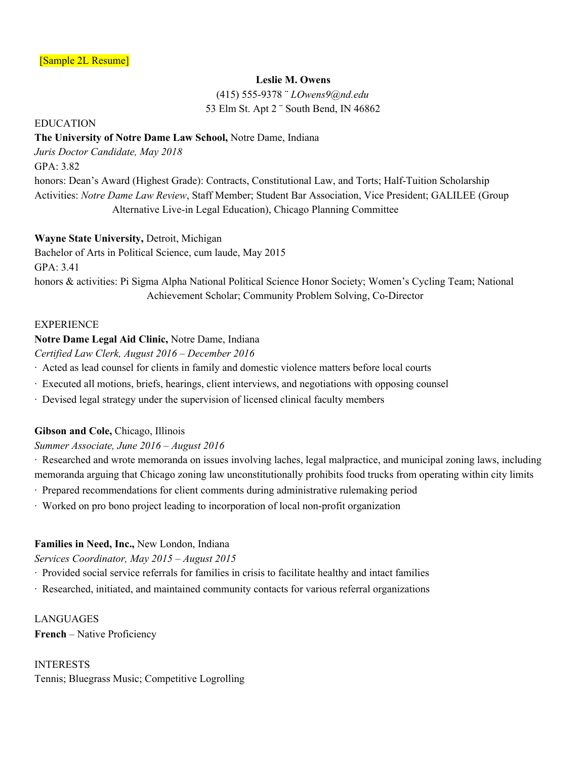[Sample 2L Resume]

**Leslie M. Owens**

(415) 555-9378 ¨ *LOwens9@nd.edu*

53 Elm St. Apt 2 ¨ South Bend, IN 46862

EDUCATION

**The University of Notre Dame Law School,** Notre Dame, Indiana

*Juris Doctor Candidate, May 2018*

GPA: 3.82

honors: Dean's Award (Highest Grade): Contracts, Constitutional Law, and Torts; Half-Tuition Scholarship

Activities: *Notre Dame Law Review*, Staff Member; Student Bar Association, Vice President; GALILEE (Group Alternative Live-in Legal Education), Chicago Planning Committee

**Wayne State University,** Detroit, Michigan

Bachelor of Arts in Political Science, cum laude, May 2015

GPA: 3.41

honors & activities: Pi Sigma Alpha National Political Science Honor Society; Women's Cycling Team; National Achievement Scholar; Community Problem Solving, Co-Director

EXPERIENCE

**Notre Dame Legal Aid Clinic,** Notre Dame, Indiana

*Certified Law Clerk, August 2016 – December 2016*

- Acted as lead counsel for clients in family and domestic violence matters before local courts
- Executed all motions, briefs, hearings, client interviews, and negotiations with opposing counsel
- Devised legal strategy under the supervision of licensed clinical faculty members

**Gibson and Cole,** Chicago, Illinois

*Summer Associate, June 2016 – August 2016*

- Researched and wrote memoranda on issues involving laches, legal malpractice, and municipal zoning laws, including memoranda arguing that Chicago zoning law unconstitutionally prohibits food trucks from operating within city limits
- Prepared recommendations for client comments during administrative rulemaking period
- Worked on pro bono project leading to incorporation of local non-profit organization

**Families in Need, Inc.,** New London, Indiana

*Services Coordinator, May 2015 – August 2015*

- Provided social service referrals for families in crisis to facilitate healthy and intact families
- Researched, initiated, and maintained community contacts for various referral organizations

LANGUAGES

**French** – Native Proficiency

INTERESTS

Tennis; Bluegrass Music; Competitive Logrolling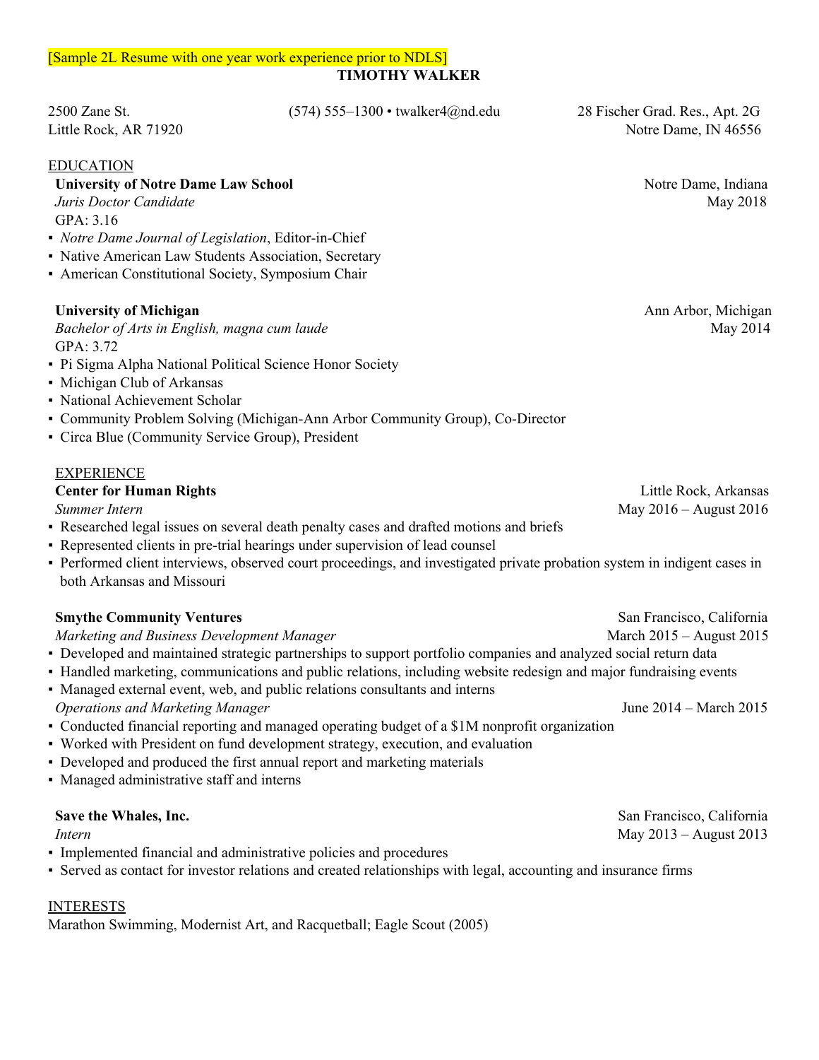[Sample 2L Resume with one year work experience prior to NDLS]

# TIMOTHY WALKER

2500 Zane St.
Little Rock, AR 71920

(574) 555–1300 • twalker4@nd.edu

28 Fischer Grad. Res., Apt. 2G
Notre Dame, IN 46556

## EDUCATION

**University of Notre Dame Law School** — Notre Dame, Indiana
*Juris Doctor Candidate* — May 2018
GPA: 3.16

- *Notre Dame Journal of Legislation*, Editor-in-Chief
- Native American Law Students Association, Secretary
- American Constitutional Society, Symposium Chair

**University of Michigan** — Ann Arbor, Michigan
*Bachelor of Arts in English, magna cum laude* — May 2014
GPA: 3.72

- Pi Sigma Alpha National Political Science Honor Society
- Michigan Club of Arkansas
- National Achievement Scholar
- Community Problem Solving (Michigan-Ann Arbor Community Group), Co-Director
- Circa Blue (Community Service Group), President

## EXPERIENCE

**Center for Human Rights** — Little Rock, Arkansas
*Summer Intern* — May 2016 – August 2016

- Researched legal issues on several death penalty cases and drafted motions and briefs
- Represented clients in pre-trial hearings under supervision of lead counsel
- Performed client interviews, observed court proceedings, and investigated private probation system in indigent cases in both Arkansas and Missouri

**Smythe Community Ventures** — San Francisco, California
*Marketing and Business Development Manager* — March 2015 – August 2015

- Developed and maintained strategic partnerships to support portfolio companies and analyzed social return data
- Handled marketing, communications and public relations, including website redesign and major fundraising events
- Managed external event, web, and public relations consultants and interns

*Operations and Marketing Manager* — June 2014 – March 2015

- Conducted financial reporting and managed operating budget of a $1M nonprofit organization
- Worked with President on fund development strategy, execution, and evaluation
- Developed and produced the first annual report and marketing materials
- Managed administrative staff and interns

**Save the Whales, Inc.** — San Francisco, California
*Intern* — May 2013 – August 2013

- Implemented financial and administrative policies and procedures
- Served as contact for investor relations and created relationships with legal, accounting and insurance firms

## INTERESTS

Marathon Swimming, Modernist Art, and Racquetball; Eagle Scout (2005)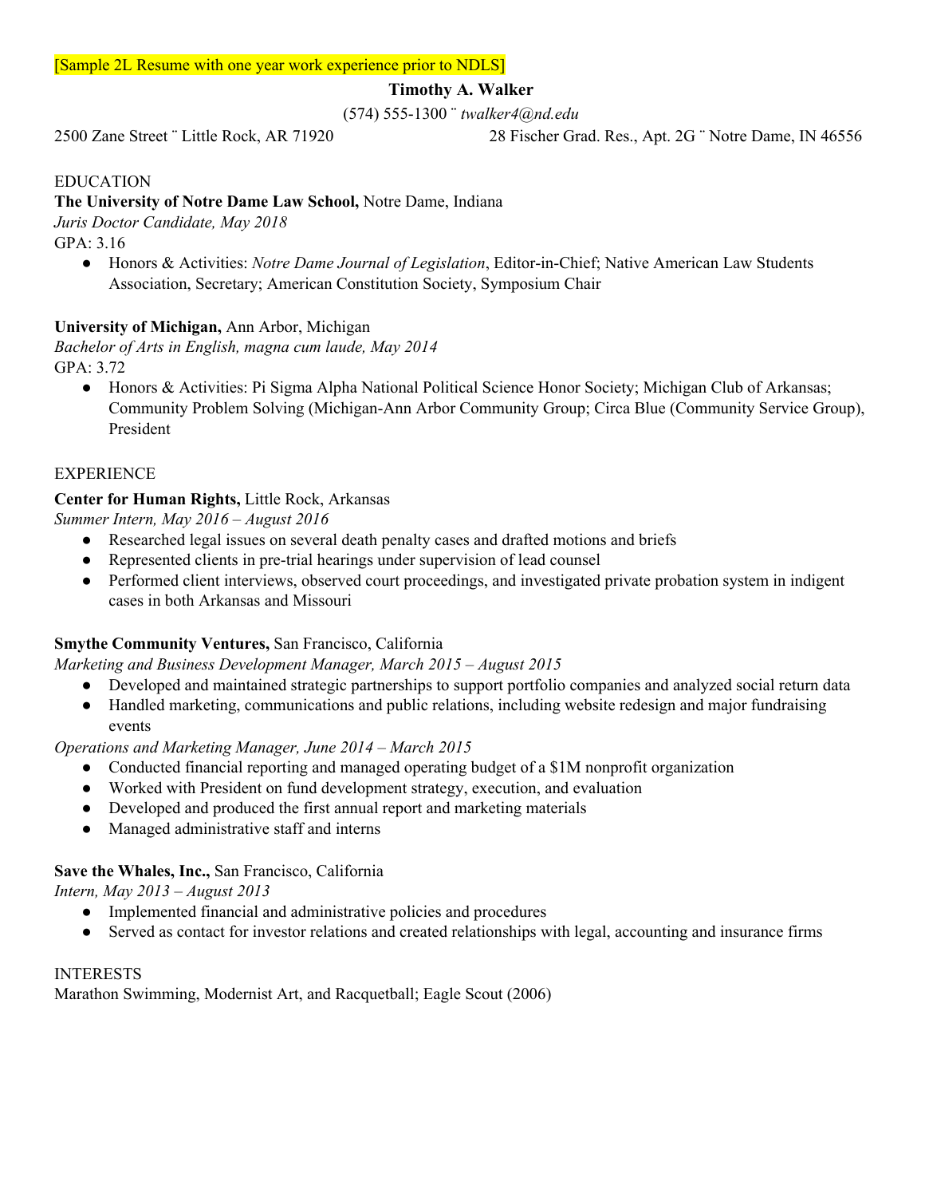[Sample 2L Resume with one year work experience prior to NDLS]

**Timothy A. Walker**

(574) 555-1300 ¨ *twalker4@nd.edu*

2500 Zane Street ¨ Little Rock, AR 71920 28 Fischer Grad. Res., Apt. 2G ¨ Notre Dame, IN 46556

EDUCATION

**The University of Notre Dame Law School,** Notre Dame, Indiana
*Juris Doctor Candidate, May 2018*
GPA: 3.16

- Honors & Activities: *Notre Dame Journal of Legislation*, Editor-in-Chief; Native American Law Students Association, Secretary; American Constitution Society, Symposium Chair

**University of Michigan,** Ann Arbor, Michigan
*Bachelor of Arts in English, magna cum laude, May 2014*
GPA: 3.72

- Honors & Activities: Pi Sigma Alpha National Political Science Honor Society; Michigan Club of Arkansas; Community Problem Solving (Michigan-Ann Arbor Community Group; Circa Blue (Community Service Group), President

EXPERIENCE

**Center for Human Rights,** Little Rock, Arkansas
*Summer Intern, May 2016 – August 2016*

- Researched legal issues on several death penalty cases and drafted motions and briefs
- Represented clients in pre-trial hearings under supervision of lead counsel
- Performed client interviews, observed court proceedings, and investigated private probation system in indigent cases in both Arkansas and Missouri

**Smythe Community Ventures,** San Francisco, California
*Marketing and Business Development Manager, March 2015 – August 2015*

- Developed and maintained strategic partnerships to support portfolio companies and analyzed social return data
- Handled marketing, communications and public relations, including website redesign and major fundraising events

*Operations and Marketing Manager, June 2014 – March 2015*

- Conducted financial reporting and managed operating budget of a $1M nonprofit organization
- Worked with President on fund development strategy, execution, and evaluation
- Developed and produced the first annual report and marketing materials
- Managed administrative staff and interns

**Save the Whales, Inc.,** San Francisco, California
*Intern, May 2013 – August 2013*

- Implemented financial and administrative policies and procedures
- Served as contact for investor relations and created relationships with legal, accounting and insurance firms

INTERESTS

Marathon Swimming, Modernist Art, and Racquetball; Eagle Scout (2006)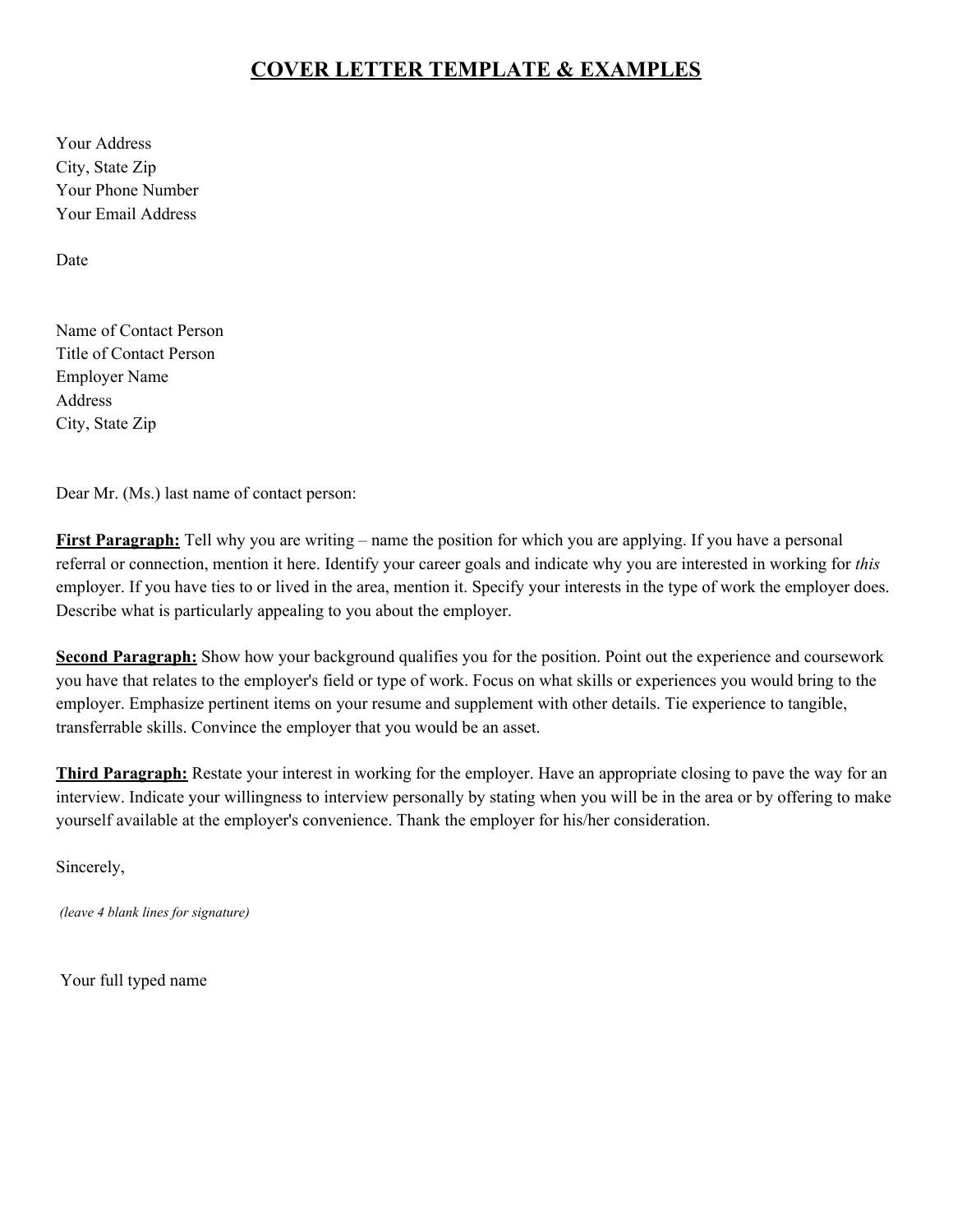# COVER LETTER TEMPLATE & EXAMPLES

Your Address
City, State Zip
Your Phone Number
Your Email Address

Date

Name of Contact Person
Title of Contact Person
Employer Name
Address
City, State Zip

Dear Mr. (Ms.) last name of contact person:

**First Paragraph:** Tell why you are writing – name the position for which you are applying. If you have a personal referral or connection, mention it here. Identify your career goals and indicate why you are interested in working for *this* employer. If you have ties to or lived in the area, mention it. Specify your interests in the type of work the employer does. Describe what is particularly appealing to you about the employer.

**Second Paragraph:** Show how your background qualifies you for the position. Point out the experience and coursework you have that relates to the employer's field or type of work. Focus on what skills or experiences you would bring to the employer. Emphasize pertinent items on your resume and supplement with other details. Tie experience to tangible, transferrable skills. Convince the employer that you would be an asset.

**Third Paragraph:** Restate your interest in working for the employer. Have an appropriate closing to pave the way for an interview. Indicate your willingness to interview personally by stating when you will be in the area or by offering to make yourself available at the employer's convenience. Thank the employer for his/her consideration.

Sincerely,

*(leave 4 blank lines for signature)*

Your full typed name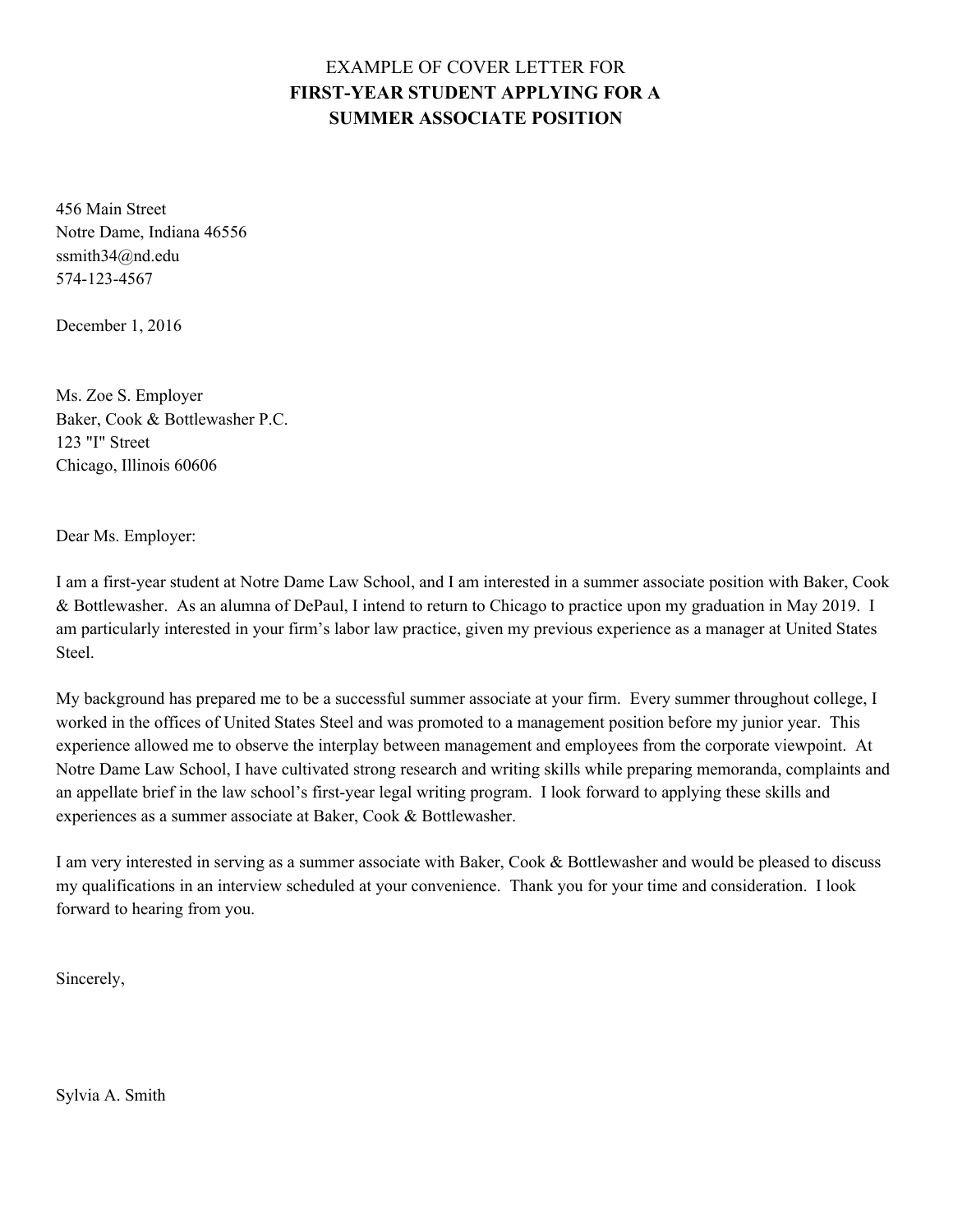# EXAMPLE OF COVER LETTER FOR
# **FIRST-YEAR STUDENT APPLYING FOR A SUMMER ASSOCIATE POSITION**

456 Main Street
Notre Dame, Indiana 46556
ssmith34@nd.edu
574-123-4567

December 1, 2016

Ms. Zoe S. Employer
Baker, Cook & Bottlewasher P.C.
123 "I" Street
Chicago, Illinois 60606

Dear Ms. Employer:

I am a first-year student at Notre Dame Law School, and I am interested in a summer associate position with Baker, Cook & Bottlewasher. As an alumna of DePaul, I intend to return to Chicago to practice upon my graduation in May 2019. I am particularly interested in your firm's labor law practice, given my previous experience as a manager at United States Steel.

My background has prepared me to be a successful summer associate at your firm. Every summer throughout college, I worked in the offices of United States Steel and was promoted to a management position before my junior year. This experience allowed me to observe the interplay between management and employees from the corporate viewpoint. At Notre Dame Law School, I have cultivated strong research and writing skills while preparing memoranda, complaints and an appellate brief in the law school's first-year legal writing program. I look forward to applying these skills and experiences as a summer associate at Baker, Cook & Bottlewasher.

I am very interested in serving as a summer associate with Baker, Cook & Bottlewasher and would be pleased to discuss my qualifications in an interview scheduled at your convenience. Thank you for your time and consideration. I look forward to hearing from you.

Sincerely,

Sylvia A. Smith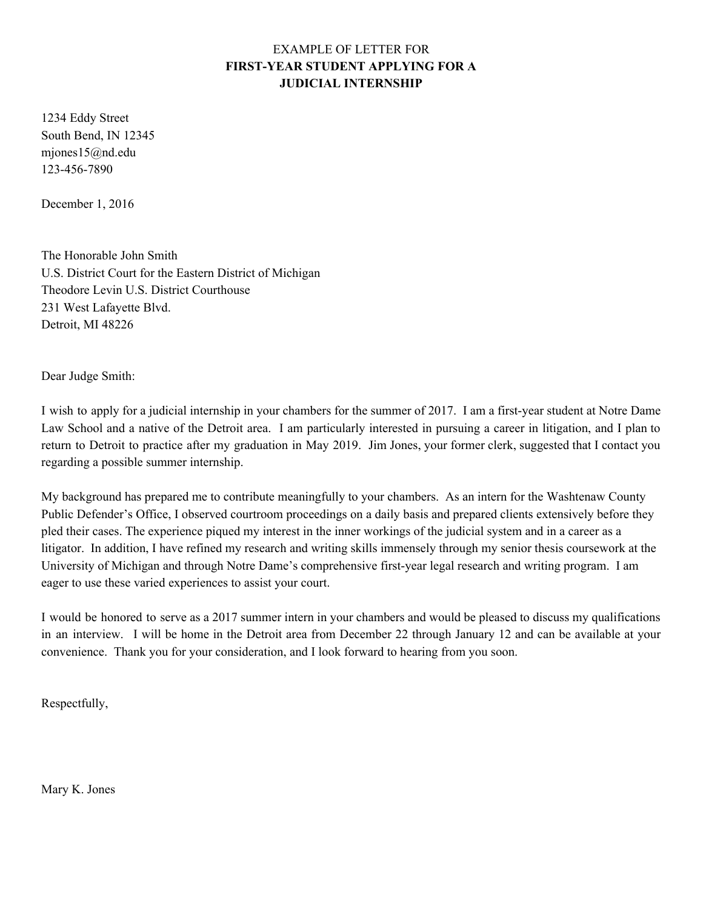EXAMPLE OF LETTER FOR

**FIRST-YEAR STUDENT APPLYING FOR A JUDICIAL INTERNSHIP**

1234 Eddy Street  
South Bend, IN 12345  
mjones15@nd.edu  
123-456-7890

December 1, 2016

The Honorable John Smith  
U.S. District Court for the Eastern District of Michigan  
Theodore Levin U.S. District Courthouse  
231 West Lafayette Blvd.  
Detroit, MI 48226

Dear Judge Smith:

I wish to apply for a judicial internship in your chambers for the summer of 2017. I am a first-year student at Notre Dame Law School and a native of the Detroit area. I am particularly interested in pursuing a career in litigation, and I plan to return to Detroit to practice after my graduation in May 2019. Jim Jones, your former clerk, suggested that I contact you regarding a possible summer internship.

My background has prepared me to contribute meaningfully to your chambers. As an intern for the Washtenaw County Public Defender's Office, I observed courtroom proceedings on a daily basis and prepared clients extensively before they pled their cases. The experience piqued my interest in the inner workings of the judicial system and in a career as a litigator. In addition, I have refined my research and writing skills immensely through my senior thesis coursework at the University of Michigan and through Notre Dame's comprehensive first-year legal research and writing program. I am eager to use these varied experiences to assist your court.

I would be honored to serve as a 2017 summer intern in your chambers and would be pleased to discuss my qualifications in an interview. I will be home in the Detroit area from December 22 through January 12 and can be available at your convenience. Thank you for your consideration, and I look forward to hearing from you soon.

Respectfully,

Mary K. Jones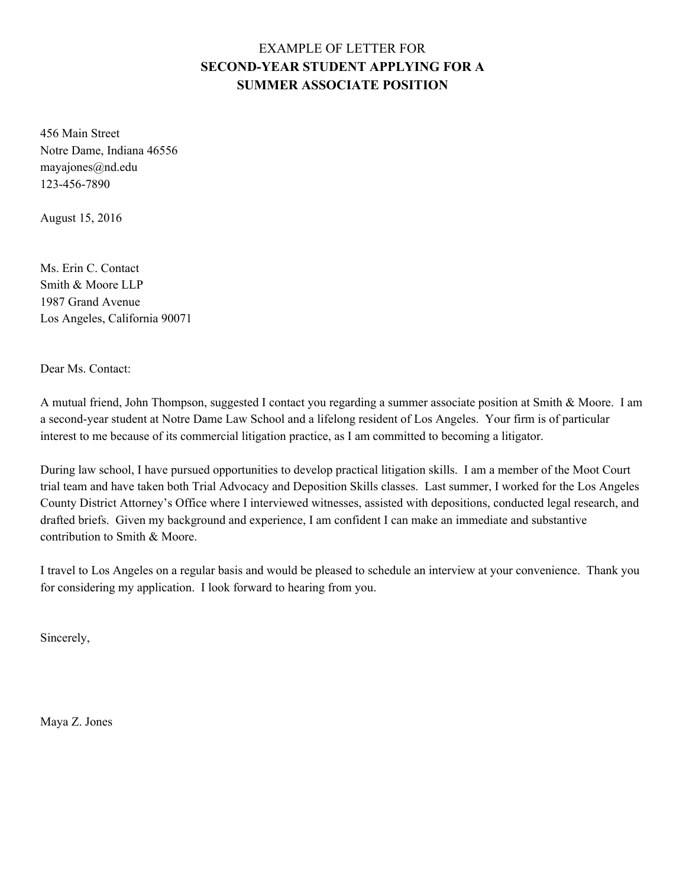EXAMPLE OF LETTER FOR
**SECOND-YEAR STUDENT APPLYING FOR A SUMMER ASSOCIATE POSITION**

456 Main Street
Notre Dame, Indiana 46556
mayajones@nd.edu
123-456-7890

August 15, 2016

Ms. Erin C. Contact
Smith & Moore LLP
1987 Grand Avenue
Los Angeles, California 90071

Dear Ms. Contact:

A mutual friend, John Thompson, suggested I contact you regarding a summer associate position at Smith & Moore. I am a second-year student at Notre Dame Law School and a lifelong resident of Los Angeles. Your firm is of particular interest to me because of its commercial litigation practice, as I am committed to becoming a litigator.

During law school, I have pursued opportunities to develop practical litigation skills. I am a member of the Moot Court trial team and have taken both Trial Advocacy and Deposition Skills classes. Last summer, I worked for the Los Angeles County District Attorney's Office where I interviewed witnesses, assisted with depositions, conducted legal research, and drafted briefs. Given my background and experience, I am confident I can make an immediate and substantive contribution to Smith & Moore.

I travel to Los Angeles on a regular basis and would be pleased to schedule an interview at your convenience. Thank you for considering my application. I look forward to hearing from you.

Sincerely,

Maya Z. Jones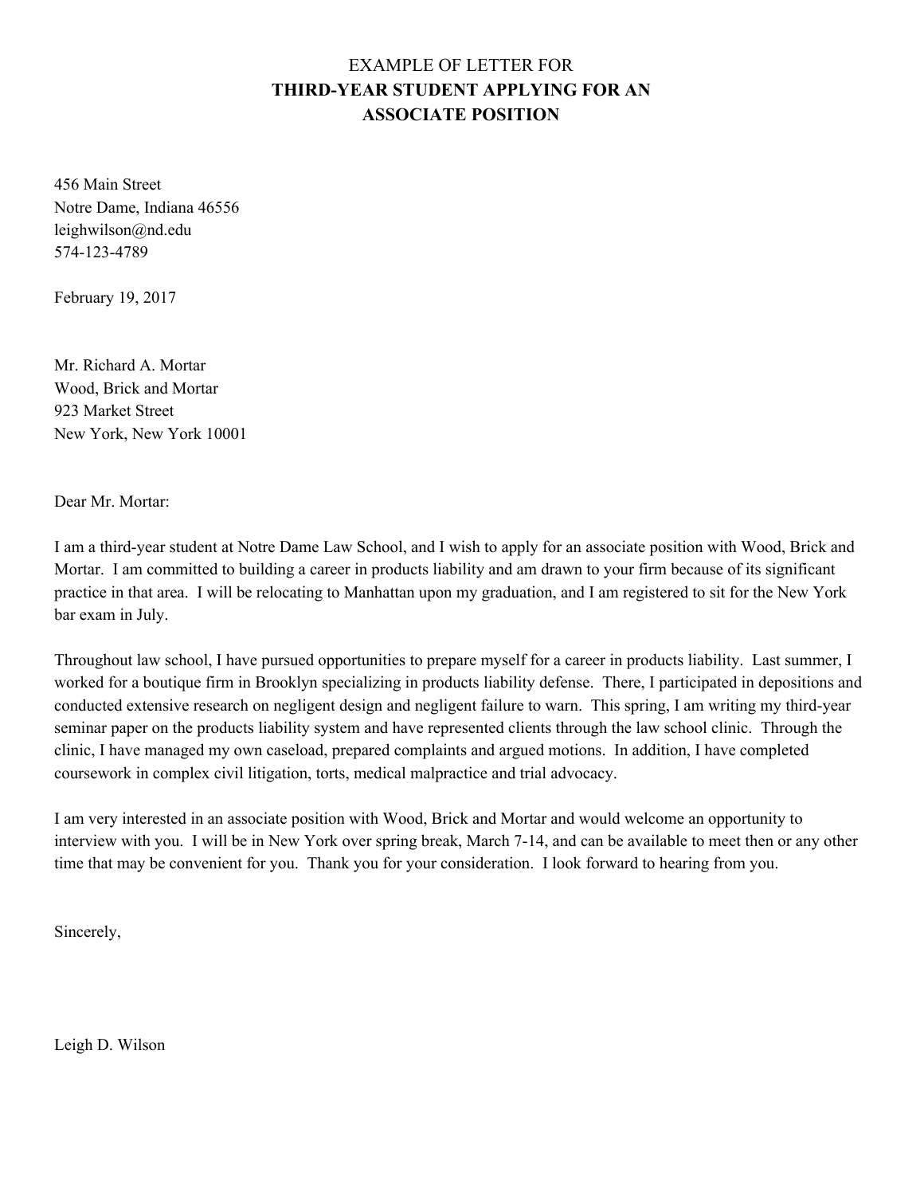# EXAMPLE OF LETTER FOR **THIRD-YEAR STUDENT APPLYING FOR AN ASSOCIATE POSITION**

456 Main Street  
Notre Dame, Indiana 46556  
leighwilson@nd.edu  
574-123-4789

February 19, 2017

Mr. Richard A. Mortar  
Wood, Brick and Mortar  
923 Market Street  
New York, New York 10001

Dear Mr. Mortar:

I am a third-year student at Notre Dame Law School, and I wish to apply for an associate position with Wood, Brick and Mortar. I am committed to building a career in products liability and am drawn to your firm because of its significant practice in that area. I will be relocating to Manhattan upon my graduation, and I am registered to sit for the New York bar exam in July.

Throughout law school, I have pursued opportunities to prepare myself for a career in products liability. Last summer, I worked for a boutique firm in Brooklyn specializing in products liability defense. There, I participated in depositions and conducted extensive research on negligent design and negligent failure to warn. This spring, I am writing my third-year seminar paper on the products liability system and have represented clients through the law school clinic. Through the clinic, I have managed my own caseload, prepared complaints and argued motions. In addition, I have completed coursework in complex civil litigation, torts, medical malpractice and trial advocacy.

I am very interested in an associate position with Wood, Brick and Mortar and would welcome an opportunity to interview with you. I will be in New York over spring break, March 7-14, and can be available to meet then or any other time that may be convenient for you. Thank you for your consideration. I look forward to hearing from you.

Sincerely,

Leigh D. Wilson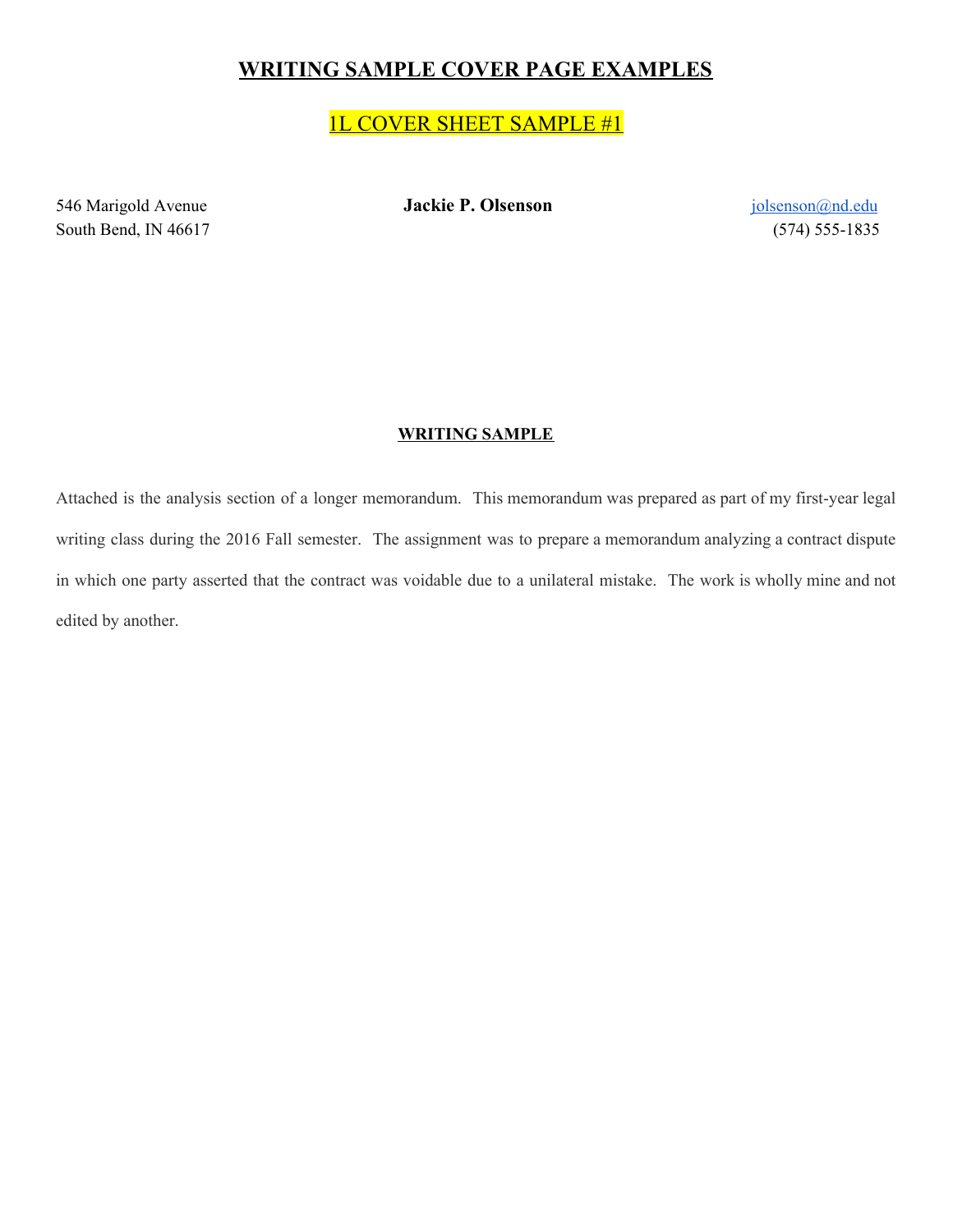# **WRITING SAMPLE COVER PAGE EXAMPLES**

## 1L COVER SHEET SAMPLE #1

546 Marigold Avenue
South Bend, IN 46617

**Jackie P. Olsenson**

jolsenson@nd.edu
(574) 555-1835

**WRITING SAMPLE**

Attached is the analysis section of a longer memorandum. This memorandum was prepared as part of my first-year legal writing class during the 2016 Fall semester. The assignment was to prepare a memorandum analyzing a contract dispute in which one party asserted that the contract was voidable due to a unilateral mistake. The work is wholly mine and not edited by another.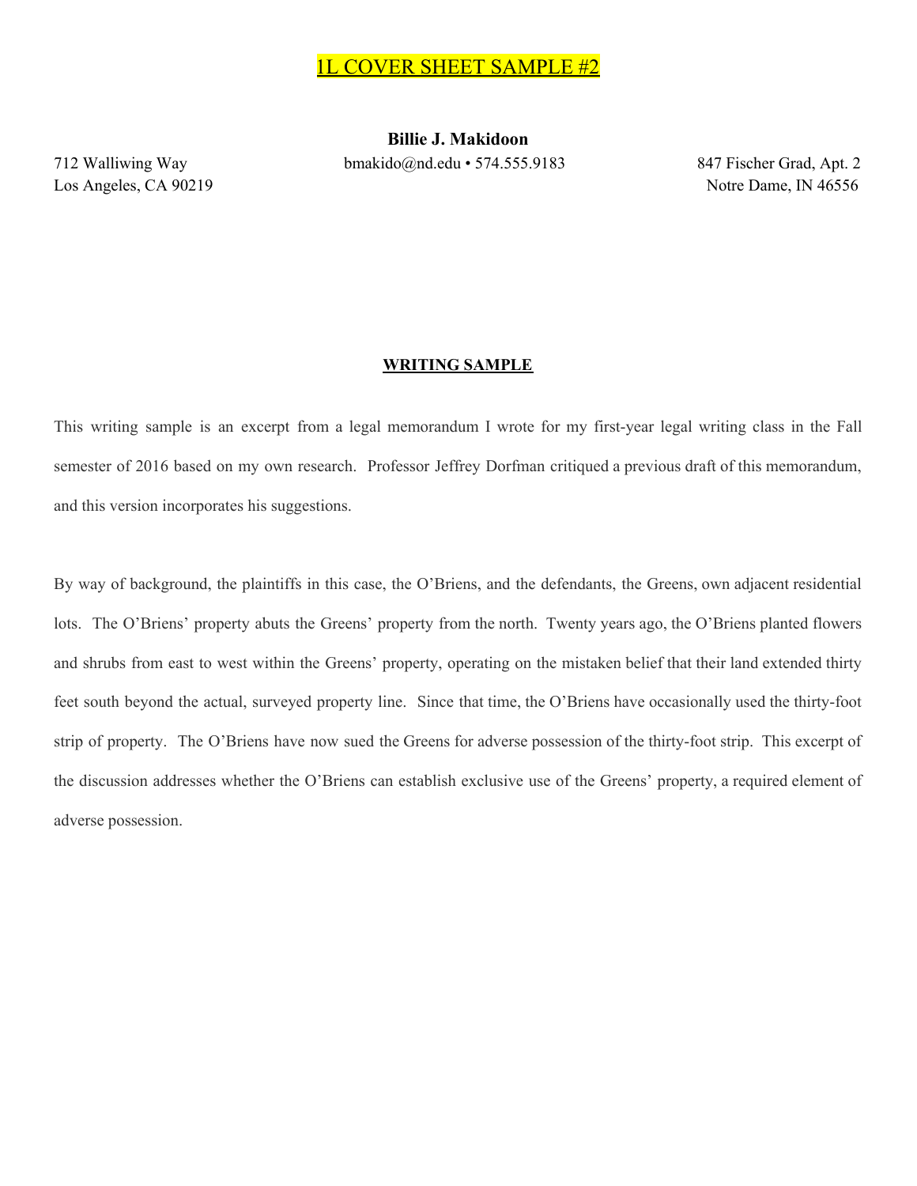1L COVER SHEET SAMPLE #2

**Billie J. Makidoon**

712 Walliwing Way
Los Angeles, CA 90219

bmakido@nd.edu • 574.555.9183

847 Fischer Grad, Apt. 2
Notre Dame, IN 46556

**WRITING SAMPLE**

This writing sample is an excerpt from a legal memorandum I wrote for my first-year legal writing class in the Fall semester of 2016 based on my own research. Professor Jeffrey Dorfman critiqued a previous draft of this memorandum, and this version incorporates his suggestions.

By way of background, the plaintiffs in this case, the O'Briens, and the defendants, the Greens, own adjacent residential lots. The O'Briens' property abuts the Greens' property from the north. Twenty years ago, the O'Briens planted flowers and shrubs from east to west within the Greens' property, operating on the mistaken belief that their land extended thirty feet south beyond the actual, surveyed property line. Since that time, the O'Briens have occasionally used the thirty-foot strip of property. The O'Briens have now sued the Greens for adverse possession of the thirty-foot strip. This excerpt of the discussion addresses whether the O'Briens can establish exclusive use of the Greens' property, a required element of adverse possession.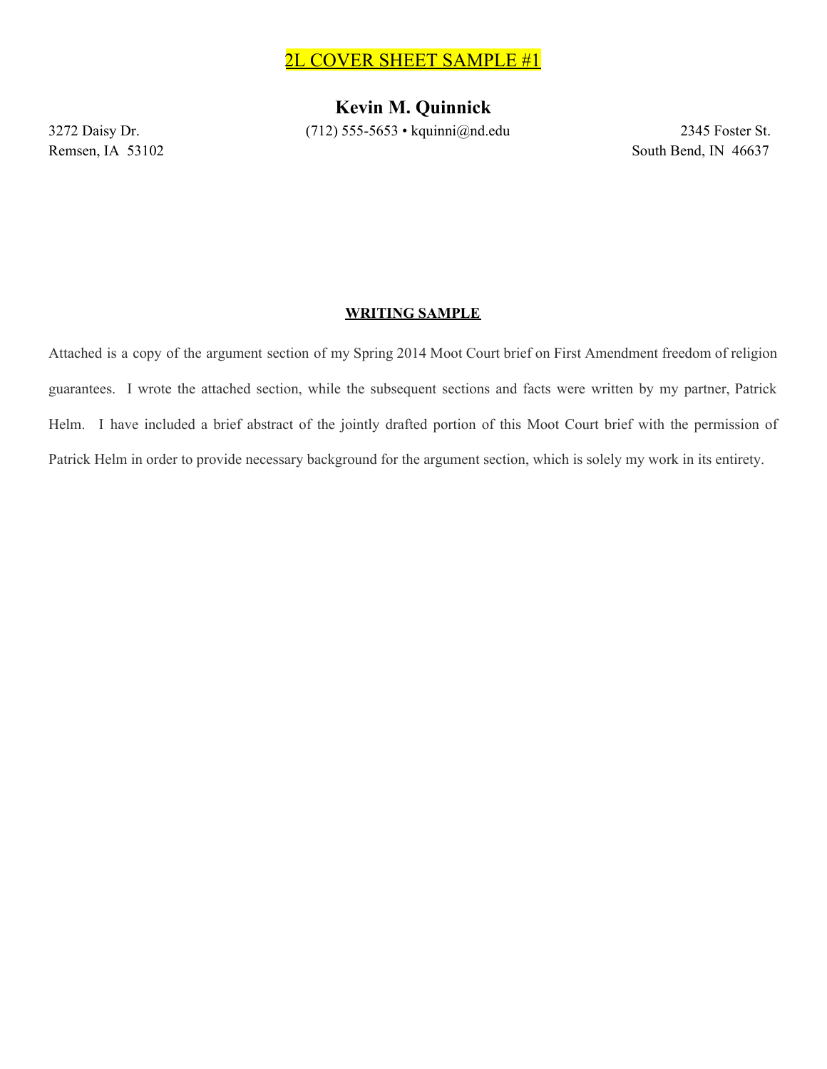2L COVER SHEET SAMPLE #1

# Kevin M. Quinnick

3272 Daisy Dr.
Remsen, IA 53102

(712) 555-5653 • kquinni@nd.edu

2345 Foster St.
South Bend, IN 46637

**WRITING SAMPLE**

Attached is a copy of the argument section of my Spring 2014 Moot Court brief on First Amendment freedom of religion guarantees. I wrote the attached section, while the subsequent sections and facts were written by my partner, Patrick Helm. I have included a brief abstract of the jointly drafted portion of this Moot Court brief with the permission of Patrick Helm in order to provide necessary background for the argument section, which is solely my work in its entirety.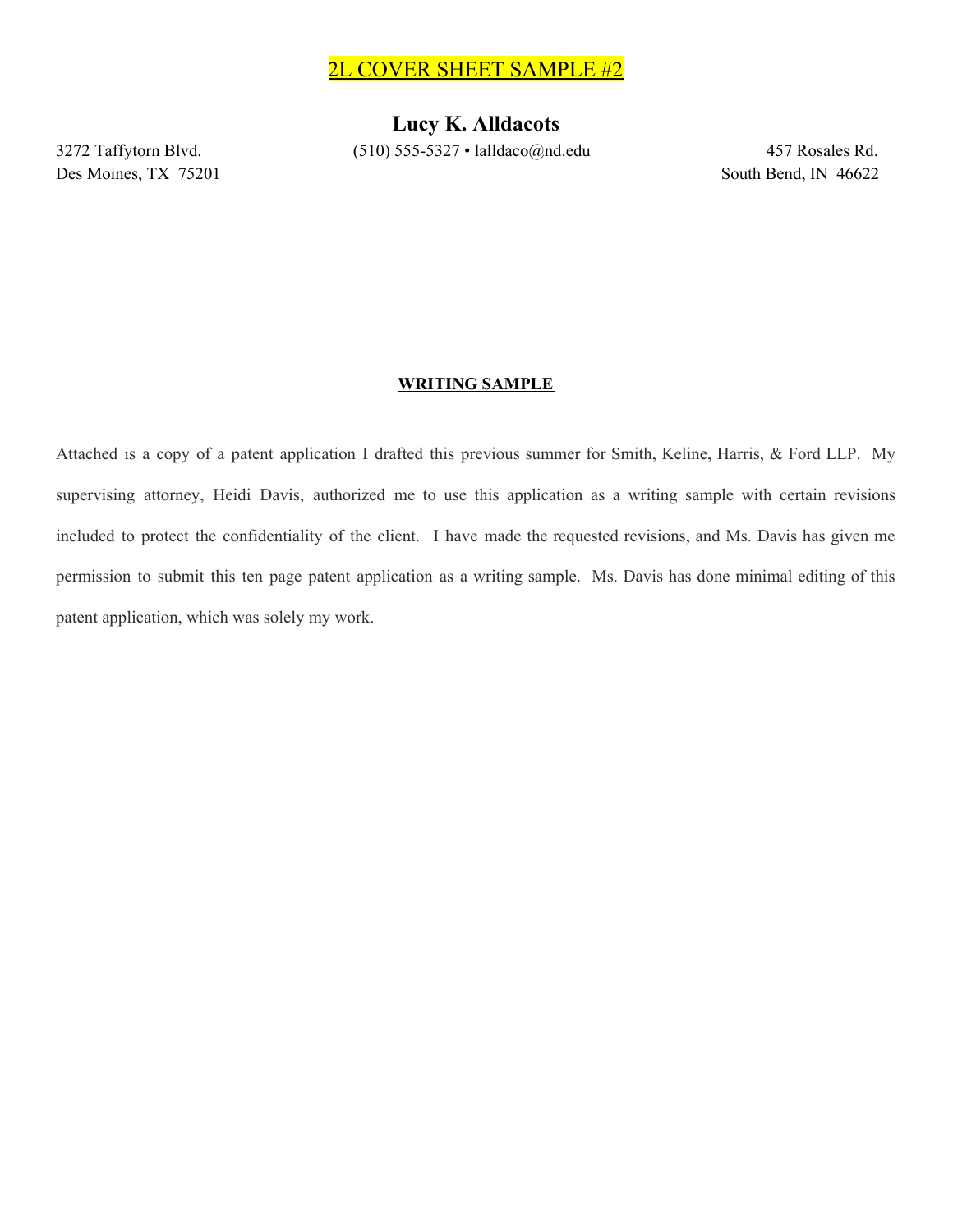2L COVER SHEET SAMPLE #2

# Lucy K. Alldacots

3272 Taffytorn Blvd.
Des Moines, TX 75201

(510) 555-5327 • lalldaco@nd.edu

457 Rosales Rd.
South Bend, IN 46622

**WRITING SAMPLE**

Attached is a copy of a patent application I drafted this previous summer for Smith, Keline, Harris, & Ford LLP. My supervising attorney, Heidi Davis, authorized me to use this application as a writing sample with certain revisions included to protect the confidentiality of the client. I have made the requested revisions, and Ms. Davis has given me permission to submit this ten page patent application as a writing sample. Ms. Davis has done minimal editing of this patent application, which was solely my work.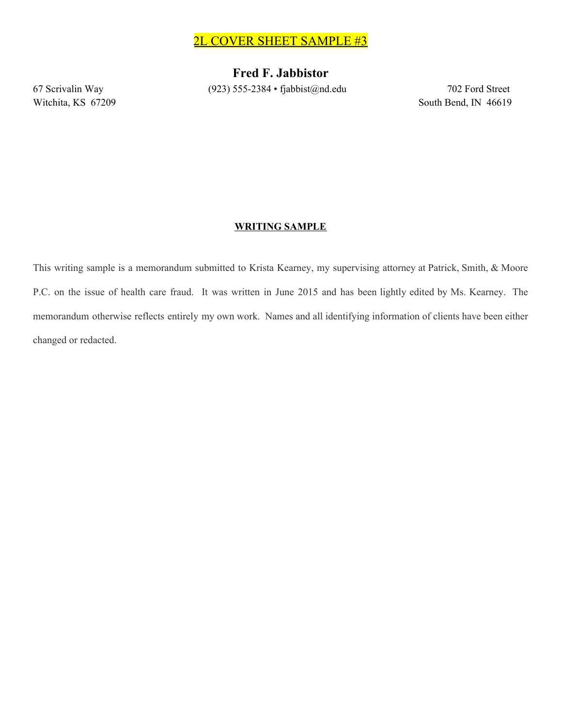2L COVER SHEET SAMPLE #3

**Fred F. Jabbistor**

67 Scrivalin Way
Witchita, KS 67209

(923) 555-2384 • fjabbist@nd.edu

702 Ford Street
South Bend, IN 46619

**WRITING SAMPLE**

This writing sample is a memorandum submitted to Krista Kearney, my supervising attorney at Patrick, Smith, & Moore P.C. on the issue of health care fraud. It was written in June 2015 and has been lightly edited by Ms. Kearney. The memorandum otherwise reflects entirely my own work. Names and all identifying information of clients have been either changed or redacted.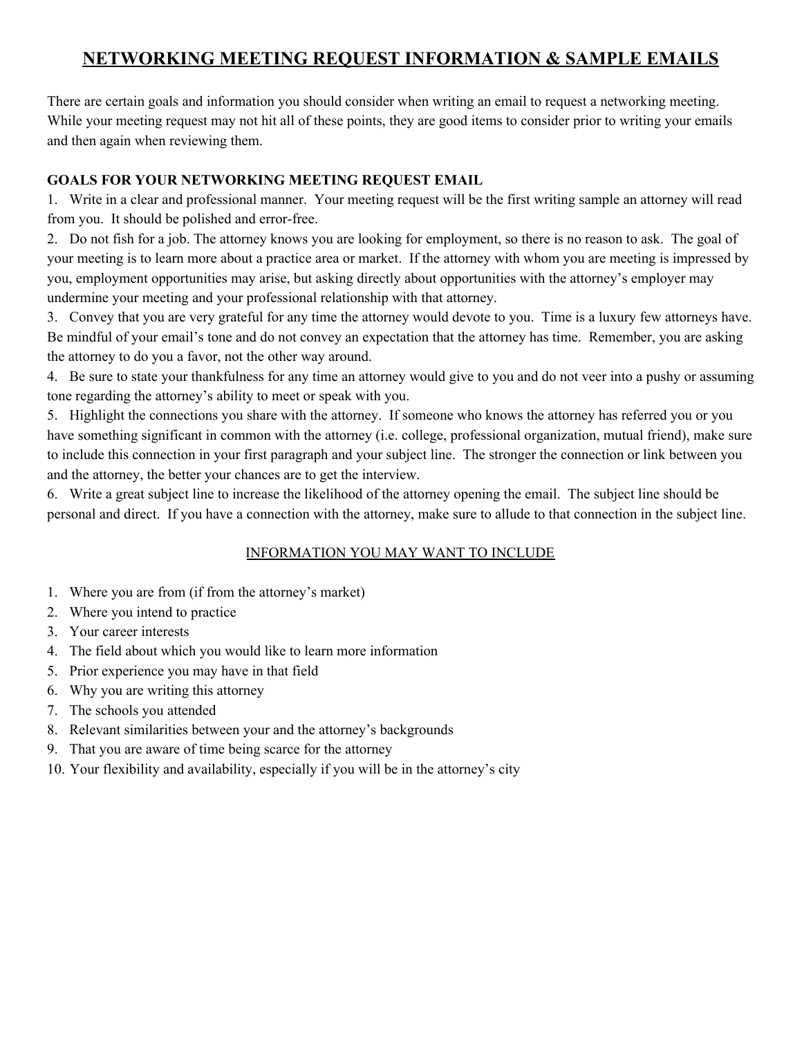# NETWORKING MEETING REQUEST INFORMATION & SAMPLE EMAILS

There are certain goals and information you should consider when writing an email to request a networking meeting. While your meeting request may not hit all of these points, they are good items to consider prior to writing your emails and then again when reviewing them.

**GOALS FOR YOUR NETWORKING MEETING REQUEST EMAIL**

1. Write in a clear and professional manner. Your meeting request will be the first writing sample an attorney will read from you. It should be polished and error-free.
2. Do not fish for a job. The attorney knows you are looking for employment, so there is no reason to ask. The goal of your meeting is to learn more about a practice area or market. If the attorney with whom you are meeting is impressed by you, employment opportunities may arise, but asking directly about opportunities with the attorney's employer may undermine your meeting and your professional relationship with that attorney.
3. Convey that you are very grateful for any time the attorney would devote to you. Time is a luxury few attorneys have. Be mindful of your email's tone and do not convey an expectation that the attorney has time. Remember, you are asking the attorney to do you a favor, not the other way around.
4. Be sure to state your thankfulness for any time an attorney would give to you and do not veer into a pushy or assuming tone regarding the attorney's ability to meet or speak with you.
5. Highlight the connections you share with the attorney. If someone who knows the attorney has referred you or you have something significant in common with the attorney (i.e. college, professional organization, mutual friend), make sure to include this connection in your first paragraph and your subject line. The stronger the connection or link between you and the attorney, the better your chances are to get the interview.
6. Write a great subject line to increase the likelihood of the attorney opening the email. The subject line should be personal and direct. If you have a connection with the attorney, make sure to allude to that connection in the subject line.

<u>INFORMATION YOU MAY WANT TO INCLUDE</u>

1. Where you are from (if from the attorney's market)
2. Where you intend to practice
3. Your career interests
4. The field about which you would like to learn more information
5. Prior experience you may have in that field
6. Why you are writing this attorney
7. The schools you attended
8. Relevant similarities between your and the attorney's backgrounds
9. That you are aware of time being scarce for the attorney
10. Your flexibility and availability, especially if you will be in the attorney's city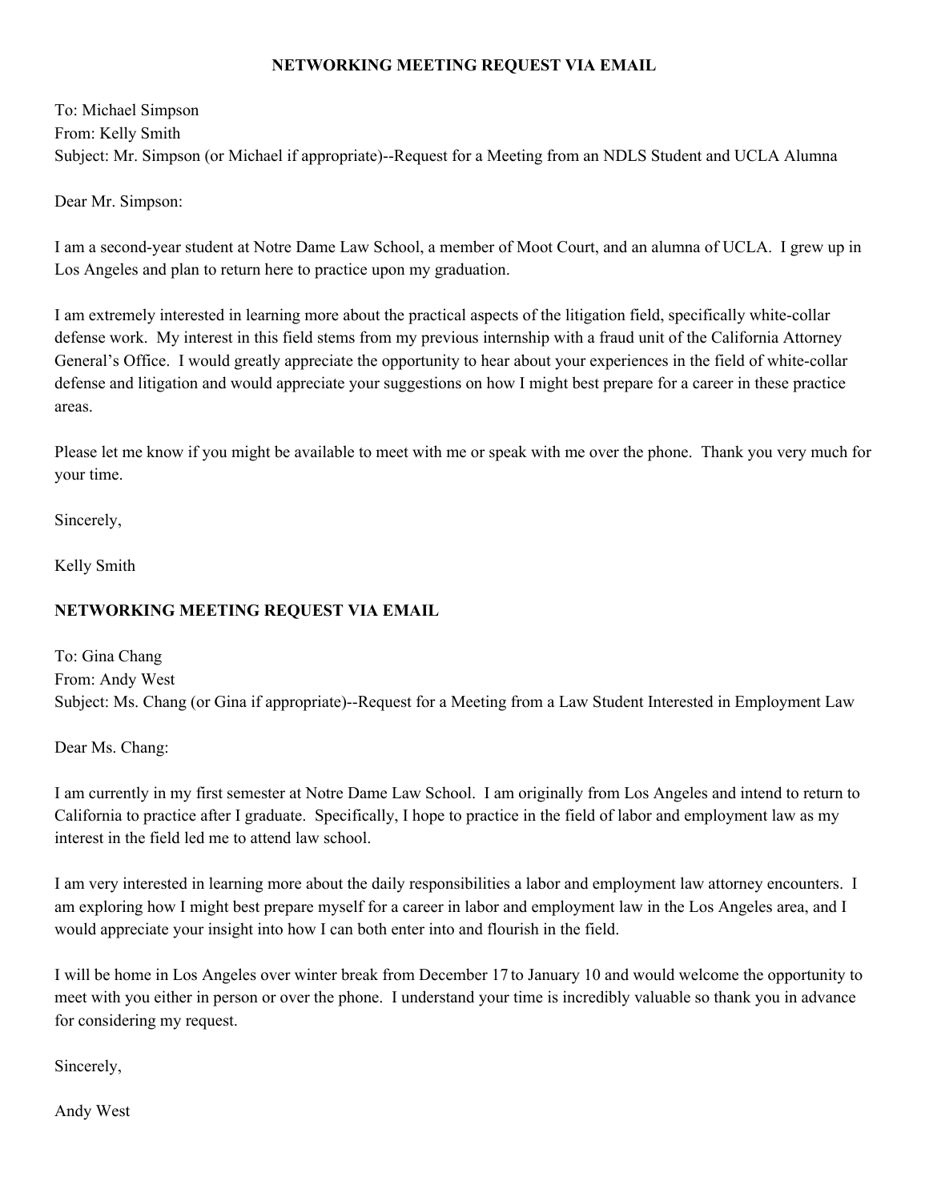## NETWORKING MEETING REQUEST VIA EMAIL

To: Michael Simpson
From: Kelly Smith
Subject: Mr. Simpson (or Michael if appropriate)--Request for a Meeting from an NDLS Student and UCLA Alumna

Dear Mr. Simpson:

I am a second-year student at Notre Dame Law School, a member of Moot Court, and an alumna of UCLA. I grew up in Los Angeles and plan to return here to practice upon my graduation.

I am extremely interested in learning more about the practical aspects of the litigation field, specifically white-collar defense work. My interest in this field stems from my previous internship with a fraud unit of the California Attorney General's Office. I would greatly appreciate the opportunity to hear about your experiences in the field of white-collar defense and litigation and would appreciate your suggestions on how I might best prepare for a career in these practice areas.

Please let me know if you might be available to meet with me or speak with me over the phone. Thank you very much for your time.

Sincerely,

Kelly Smith

## NETWORKING MEETING REQUEST VIA EMAIL

To: Gina Chang
From: Andy West
Subject: Ms. Chang (or Gina if appropriate)--Request for a Meeting from a Law Student Interested in Employment Law

Dear Ms. Chang:

I am currently in my first semester at Notre Dame Law School. I am originally from Los Angeles and intend to return to California to practice after I graduate. Specifically, I hope to practice in the field of labor and employment law as my interest in the field led me to attend law school.

I am very interested in learning more about the daily responsibilities a labor and employment law attorney encounters. I am exploring how I might best prepare myself for a career in labor and employment law in the Los Angeles area, and I would appreciate your insight into how I can both enter into and flourish in the field.

I will be home in Los Angeles over winter break from December 17 to January 10 and would welcome the opportunity to meet with you either in person or over the phone. I understand your time is incredibly valuable so thank you in advance for considering my request.

Sincerely,

Andy West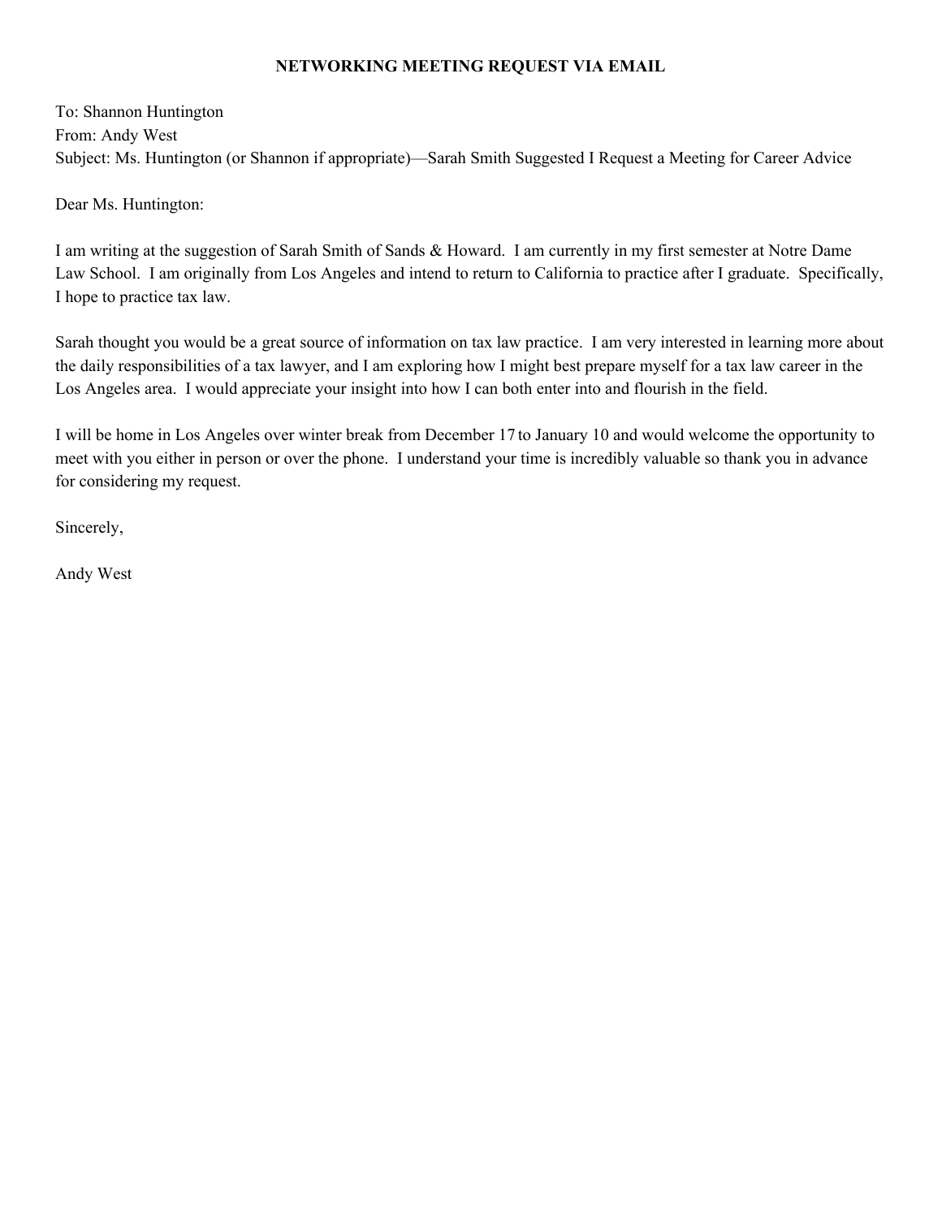**NETWORKING MEETING REQUEST VIA EMAIL**

To: Shannon Huntington
From: Andy West
Subject: Ms. Huntington (or Shannon if appropriate)—Sarah Smith Suggested I Request a Meeting for Career Advice

Dear Ms. Huntington:

I am writing at the suggestion of Sarah Smith of Sands & Howard. I am currently in my first semester at Notre Dame Law School. I am originally from Los Angeles and intend to return to California to practice after I graduate. Specifically, I hope to practice tax law.

Sarah thought you would be a great source of information on tax law practice. I am very interested in learning more about the daily responsibilities of a tax lawyer, and I am exploring how I might best prepare myself for a tax law career in the Los Angeles area. I would appreciate your insight into how I can both enter into and flourish in the field.

I will be home in Los Angeles over winter break from December 17 to January 10 and would welcome the opportunity to meet with you either in person or over the phone. I understand your time is incredibly valuable so thank you in advance for considering my request.

Sincerely,

Andy West